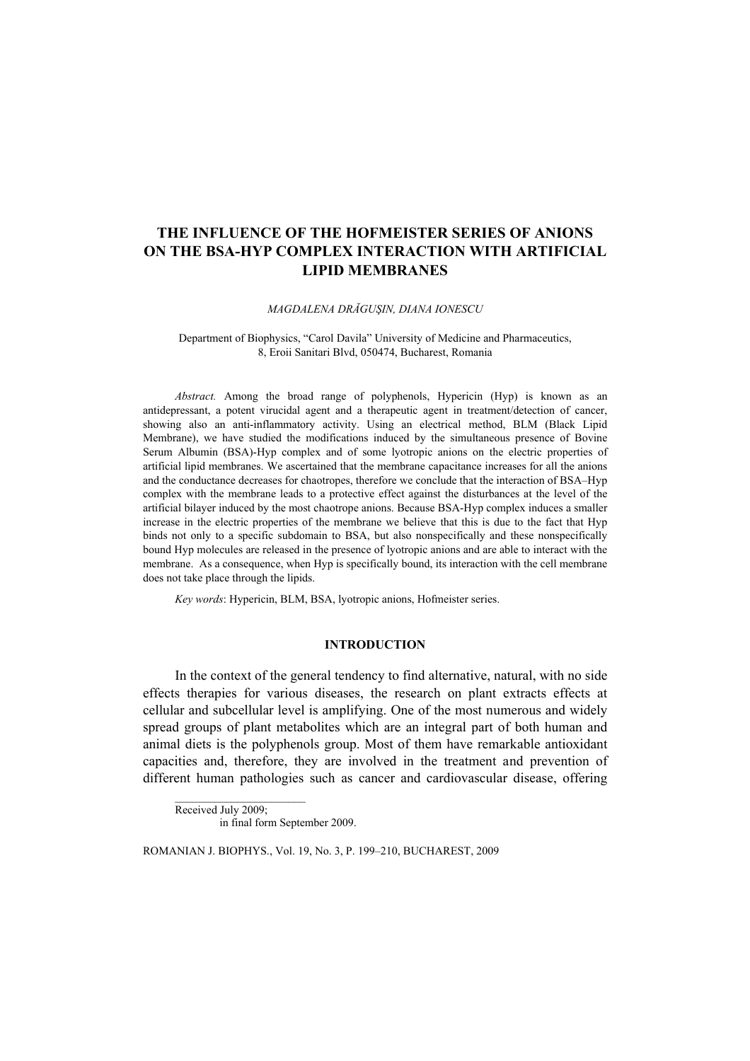# THE INFLUENCE OF THE HOFMEISTER SERIES OF ANIONS ON THE BSA-HYP COMPLEX INTERACTION WITH ARTIFICIAL LIPID MEMBRANES

*MAGDALENA DRĂGUŞIN, DIANA IONESCU*

Department of Biophysics, "Carol Davila" University of Medicine and Pharmaceutics, 8, Eroii Sanitari Blvd, 050474, Bucharest, Romania

*Abstract.* Among the broad range of polyphenols, Hypericin (Hyp) is known as an antidepressant, a potent virucidal agent and a therapeutic agent in treatment/detection of cancer, showing also an anti-inflammatory activity. Using an electrical method, BLM (Black Lipid Membrane), we have studied the modifications induced by the simultaneous presence of Bovine Serum Albumin (BSA)-Hyp complex and of some lyotropic anions on the electric properties of artificial lipid membranes. We ascertained that the membrane capacitance increases for all the anions and the conductance decreases for chaotropes, therefore we conclude that the interaction of BSA–Hyp complex with the membrane leads to a protective effect against the disturbances at the level of the artificial bilayer induced by the most chaotrope anions. Because BSA-Hyp complex induces a smaller increase in the electric properties of the membrane we believe that this is due to the fact that Hyp binds not only to a specific subdomain to BSA, but also nonspecifically and these nonspecifically bound Hyp molecules are released in the presence of lyotropic anions and are able to interact with the membrane. As a consequence, when Hyp is specifically bound, its interaction with the cell membrane does not take place through the lipids.

*Key words*: Hypericin, BLM, BSA, lyotropic anions, Hofmeister series.

## INTRODUCTION

In the context of the general tendency to find alternative, natural, with no side effects therapies for various diseases, the research on plant extracts effects at cellular and subcellular level is amplifying. One of the most numerous and widely spread groups of plant metabolites which are an integral part of both human and animal diets is the polyphenols group. Most of them have remarkable antioxidant capacities and, therefore, they are involved in the treatment and prevention of different human pathologies such as cancer and cardiovascular disease, offering

Received July 2009;
in final form September 2009.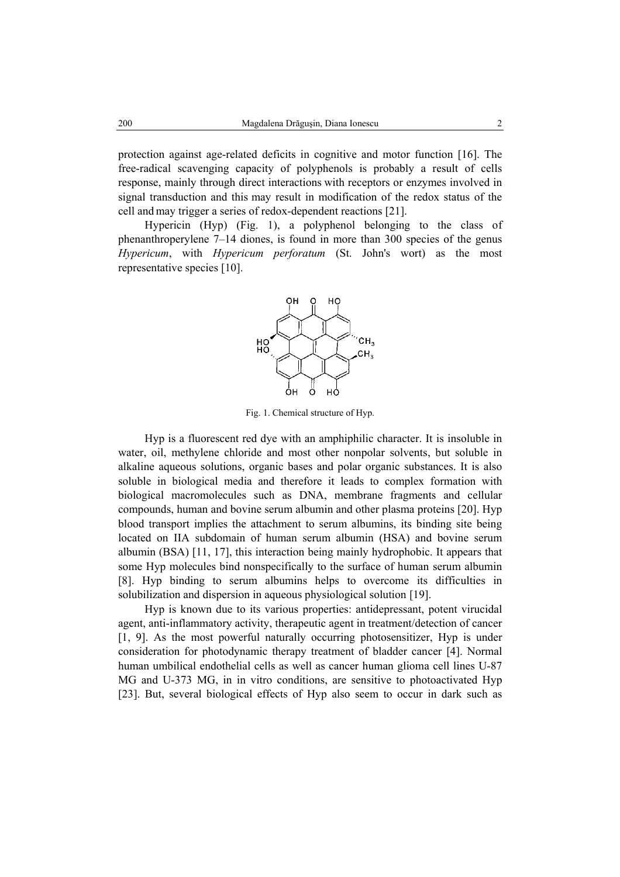protection against age-related deficits in cognitive and motor function [16]. The free-radical scavenging capacity of polyphenols is probably a result of cells response, mainly through direct interactions with receptors or enzymes involved in signal transduction and this may result in modification of the redox status of the cell and may trigger a series of redox-dependent reactions [21].

Hypericin (Hyp) (Fig. 1), a polyphenol belonging to the class of phenanthroperylene 7–14 diones, is found in more than 300 species of the genus *Hypericum*, with *Hypericum perforatum* (St. John's wort) as the most representative species [10].

Fig. 1. Chemical structure of Hyp.

Hyp is a fluorescent red dye with an amphiphilic character. It is insoluble in water, oil, methylene chloride and most other nonpolar solvents, but soluble in alkaline aqueous solutions, organic bases and polar organic substances. It is also soluble in biological media and therefore it leads to complex formation with biological macromolecules such as DNA, membrane fragments and cellular compounds, human and bovine serum albumin and other plasma proteins [20]. Hyp blood transport implies the attachment to serum albumins, its binding site being located on IIA subdomain of human serum albumin (HSA) and bovine serum albumin (BSA) [11, 17], this interaction being mainly hydrophobic. It appears that some Hyp molecules bind nonspecifically to the surface of human serum albumin [8]. Hyp binding to serum albumins helps to overcome its difficulties in solubilization and dispersion in aqueous physiological solution [19].

Hyp is known due to its various properties: antidepressant, potent virucidal agent, anti-inflammatory activity, therapeutic agent in treatment/detection of cancer [1, 9]. As the most powerful naturally occurring photosensitizer, Hyp is under consideration for photodynamic therapy treatment of bladder cancer [4]. Normal human umbilical endothelial cells as well as cancer human glioma cell lines U-87 MG and U-373 MG, in in vitro conditions, are sensitive to photoactivated Hyp [23]. But, several biological effects of Hyp also seem to occur in dark such as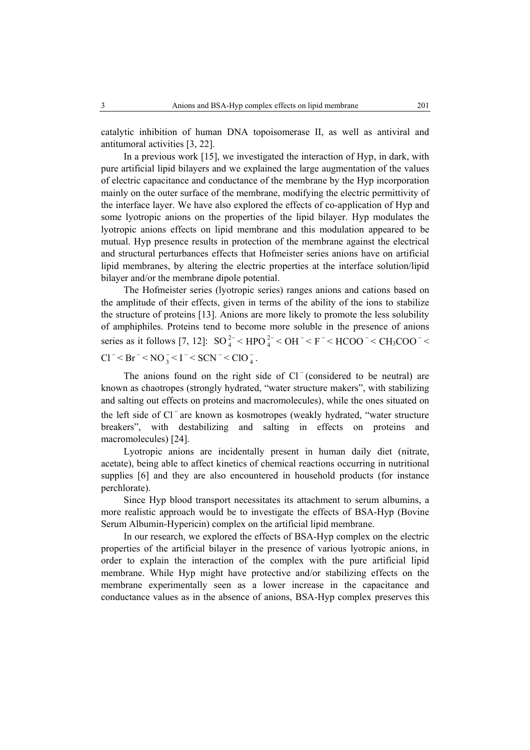catalytic inhibition of human DNA topoisomerase II, as well as antiviral and antitumoral activities [3, 22].

In a previous work [15], we investigated the interaction of Hyp, in dark, with pure artificial lipid bilayers and we explained the large augmentation of the values of electric capacitance and conductance of the membrane by the Hyp incorporation mainly on the outer surface of the membrane, modifying the electric permittivity of the interface layer. We have also explored the effects of co-application of Hyp and some lyotropic anions on the properties of the lipid bilayer. Hyp modulates the lyotropic anions effects on lipid membrane and this modulation appeared to be mutual. Hyp presence results in protection of the membrane against the electrical and structural perturbances effects that Hofmeister series anions have on artificial lipid membranes, by altering the electric properties at the interface solution/lipid bilayer and/or the membrane dipole potential.

The Hofmeister series (lyotropic series) ranges anions and cations based on the amplitude of their effects, given in terms of the ability of the ions to stabilize the structure of proteins [13]. Anions are more likely to promote the less solubility of amphiphiles. Proteins tend to become more soluble in the presence of anions series as it follows [7, 12]: $SO_4^{2-} < HPO_4^{2-} < OH^- < F^- < HCOO^- < CH_3COO^- < Cl^- < Br^- < NO_3^- < I^- < SCN^- < ClO_4^-$.

The anions found on the right side of $Cl^-$ (considered to be neutral) are known as chaotropes (strongly hydrated, "water structure makers", with stabilizing and salting out effects on proteins and macromolecules), while the ones situated on the left side of $Cl^-$ are known as kosmotropes (weakly hydrated, "water structure breakers", with destabilizing and salting in effects on proteins and macromolecules) [24].

Lyotropic anions are incidentally present in human daily diet (nitrate, acetate), being able to affect kinetics of chemical reactions occurring in nutritional supplies [6] and they are also encountered in household products (for instance perchlorate).

Since Hyp blood transport necessitates its attachment to serum albumins, a more realistic approach would be to investigate the effects of BSA-Hyp (Bovine Serum Albumin-Hypericin) complex on the artificial lipid membrane.

In our research, we explored the effects of BSA-Hyp complex on the electric properties of the artificial bilayer in the presence of various lyotropic anions, in order to explain the interaction of the complex with the pure artificial lipid membrane. While Hyp might have protective and/or stabilizing effects on the membrane experimentally seen as a lower increase in the capacitance and conductance values as in the absence of anions, BSA-Hyp complex preserves this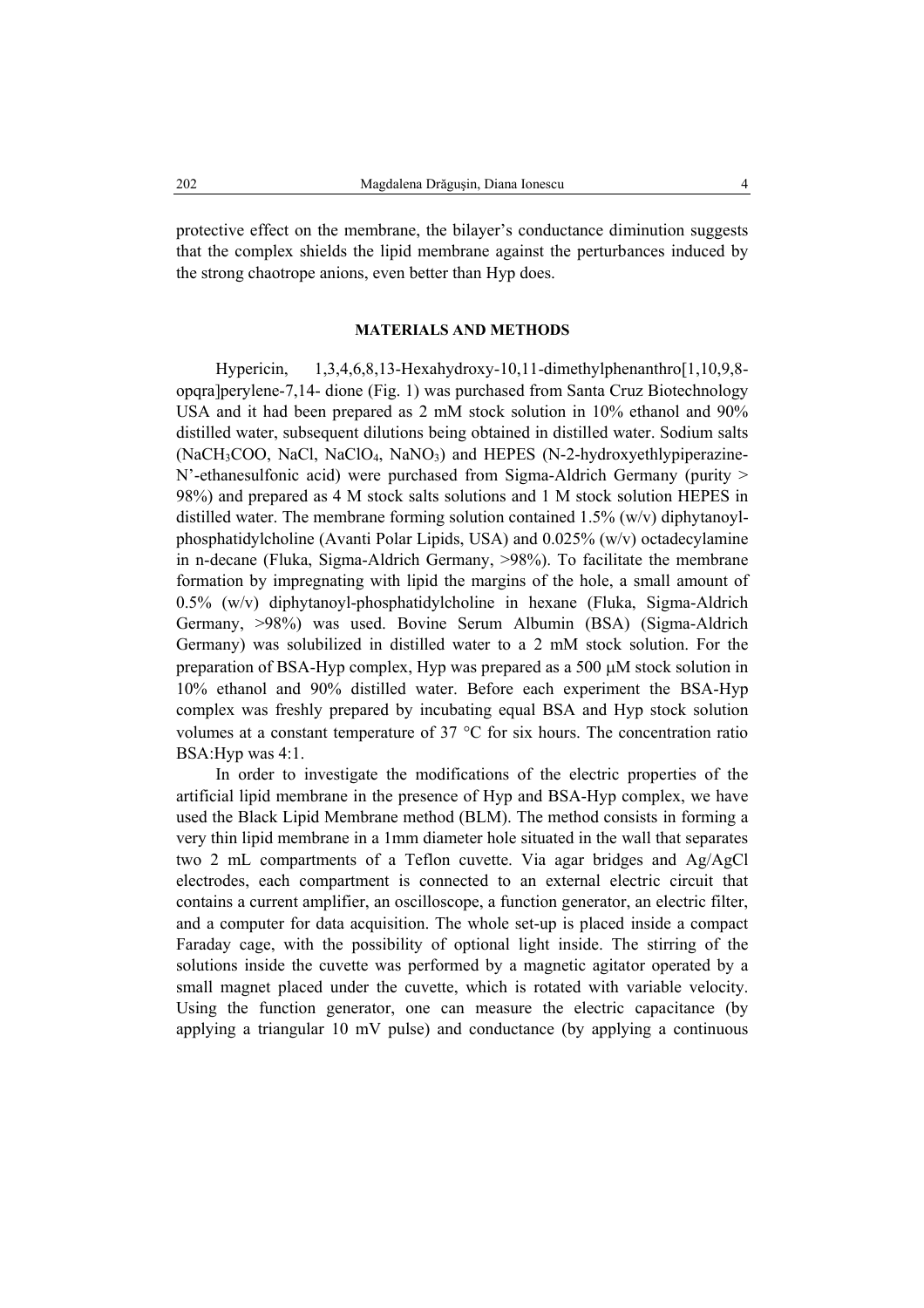protective effect on the membrane, the bilayer's conductance diminution suggests that the complex shields the lipid membrane against the perturbances induced by the strong chaotrope anions, even better than Hyp does.

## MATERIALS AND METHODS

Hypericin, 1,3,4,6,8,13-Hexahydroxy-10,11-dimethylphenanthro[1,10,9,8-opqra]perylene-7,14- dione (Fig. 1) was purchased from Santa Cruz Biotechnology USA and it had been prepared as 2 mM stock solution in 10% ethanol and 90% distilled water, subsequent dilutions being obtained in distilled water. Sodium salts ($NaCH_3COO$, NaCl, $NaClO_4$, $NaNO_3$) and HEPES (N-2-hydroxyethlypiperazine-N'-ethanesulfonic acid) were purchased from Sigma-Aldrich Germany (purity > 98%) and prepared as 4 M stock salts solutions and 1 M stock solution HEPES in distilled water. The membrane forming solution contained 1.5% (w/v) diphytanoyl-phosphatidylcholine (Avanti Polar Lipids, USA) and 0.025% (w/v) octadecylamine in n-decane (Fluka, Sigma-Aldrich Germany, >98%). To facilitate the membrane formation by impregnating with lipid the margins of the hole, a small amount of 0.5% (w/v) diphytanoyl-phosphatidylcholine in hexane (Fluka, Sigma-Aldrich Germany, >98%) was used. Bovine Serum Albumin (BSA) (Sigma-Aldrich Germany) was solubilized in distilled water to a 2 mM stock solution. For the preparation of BSA-Hyp complex, Hyp was prepared as a 500 μM stock solution in 10% ethanol and 90% distilled water. Before each experiment the BSA-Hyp complex was freshly prepared by incubating equal BSA and Hyp stock solution volumes at a constant temperature of 37 °C for six hours. The concentration ratio BSA:Hyp was 4:1.

In order to investigate the modifications of the electric properties of the artificial lipid membrane in the presence of Hyp and BSA-Hyp complex, we have used the Black Lipid Membrane method (BLM). The method consists in forming a very thin lipid membrane in a 1mm diameter hole situated in the wall that separates two 2 mL compartments of a Teflon cuvette. Via agar bridges and Ag/AgCl electrodes, each compartment is connected to an external electric circuit that contains a current amplifier, an oscilloscope, a function generator, an electric filter, and a computer for data acquisition. The whole set-up is placed inside a compact Faraday cage, with the possibility of optional light inside. The stirring of the solutions inside the cuvette was performed by a magnetic agitator operated by a small magnet placed under the cuvette, which is rotated with variable velocity. Using the function generator, one can measure the electric capacitance (by applying a triangular 10 mV pulse) and conductance (by applying a continuous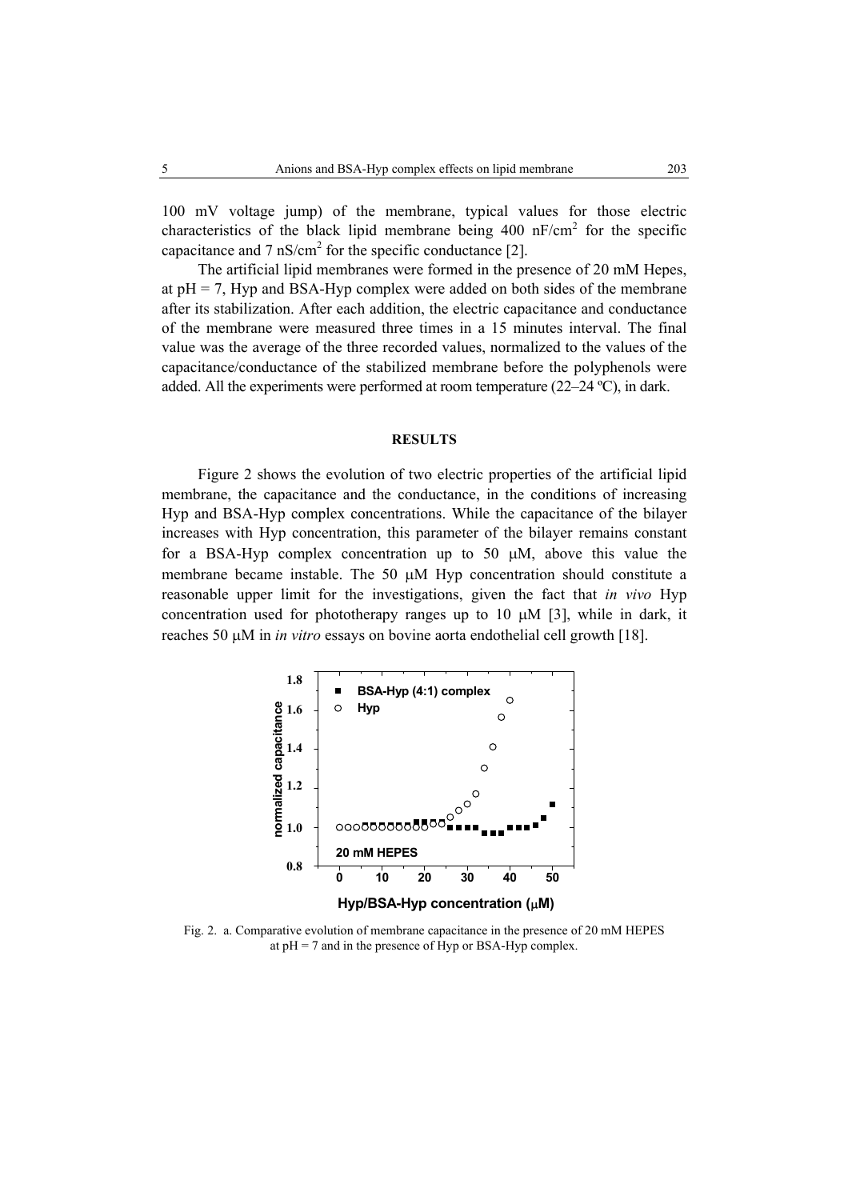100 mV voltage jump) of the membrane, typical values for those electric characteristics of the black lipid membrane being 400 $nF/cm^2$ for the specific capacitance and 7 $nS/cm^2$ for the specific conductance [2].

The artificial lipid membranes were formed in the presence of 20 mM Hepes, at pH = 7, Hyp and BSA-Hyp complex were added on both sides of the membrane after its stabilization. After each addition, the electric capacitance and conductance of the membrane were measured three times in a 15 minutes interval. The final value was the average of the three recorded values, normalized to the values of the capacitance/conductance of the stabilized membrane before the polyphenols were added. All the experiments were performed at room temperature (22–24 ºC), in dark.

## RESULTS

Figure 2 shows the evolution of two electric properties of the artificial lipid membrane, the capacitance and the conductance, in the conditions of increasing Hyp and BSA-Hyp complex concentrations. While the capacitance of the bilayer increases with Hyp concentration, this parameter of the bilayer remains constant for a BSA-Hyp complex concentration up to 50 μM, above this value the membrane became instable. The 50 μM Hyp concentration should constitute a reasonable upper limit for the investigations, given the fact that *in vivo* Hyp concentration used for phototherapy ranges up to 10 μM [3], while in dark, it reaches 50 μM in *in vitro* essays on bovine aorta endothelial cell growth [18].

Fig. 2. a. Comparative evolution of membrane capacitance in the presence of 20 mM HEPES at pH = 7 and in the presence of Hyp or BSA-Hyp complex.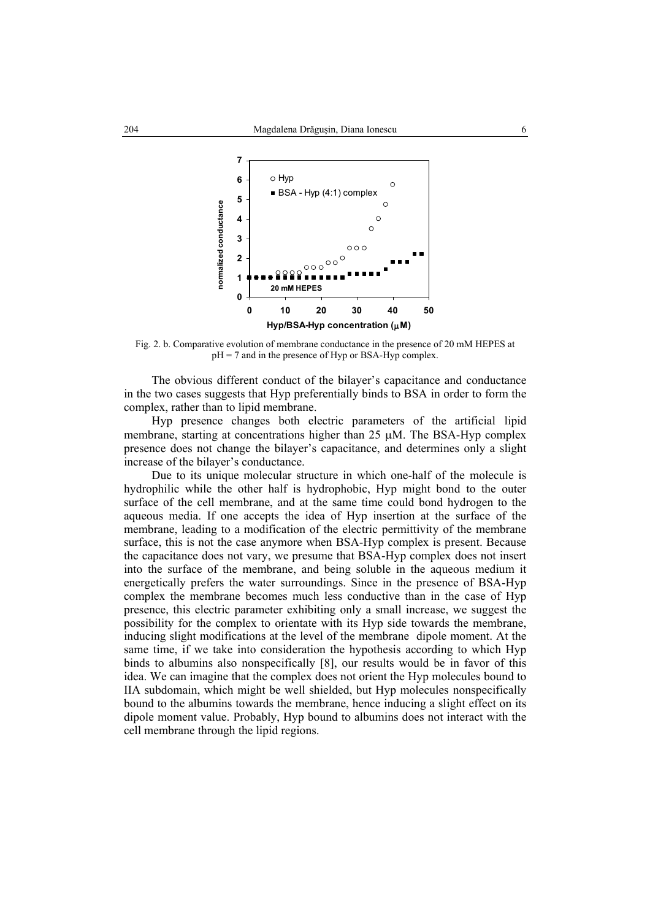Fig. 2. b. Comparative evolution of membrane conductance in the presence of 20 mM HEPES at pH = 7 and in the presence of Hyp or BSA-Hyp complex.

The obvious different conduct of the bilayer's capacitance and conductance in the two cases suggests that Hyp preferentially binds to BSA in order to form the complex, rather than to lipid membrane.

Hyp presence changes both electric parameters of the artificial lipid membrane, starting at concentrations higher than 25 μM. The BSA-Hyp complex presence does not change the bilayer's capacitance, and determines only a slight increase of the bilayer's conductance.

Due to its unique molecular structure in which one-half of the molecule is hydrophilic while the other half is hydrophobic, Hyp might bond to the outer surface of the cell membrane, and at the same time could bond hydrogen to the aqueous media. If one accepts the idea of Hyp insertion at the surface of the membrane, leading to a modification of the electric permittivity of the membrane surface, this is not the case anymore when BSA-Hyp complex is present. Because the capacitance does not vary, we presume that BSA-Hyp complex does not insert into the surface of the membrane, and being soluble in the aqueous medium it energetically prefers the water surroundings. Since in the presence of BSA-Hyp complex the membrane becomes much less conductive than in the case of Hyp presence, this electric parameter exhibiting only a small increase, we suggest the possibility for the complex to orientate with its Hyp side towards the membrane, inducing slight modifications at the level of the membrane dipole moment. At the same time, if we take into consideration the hypothesis according to which Hyp binds to albumins also nonspecifically [8], our results would be in favor of this idea. We can imagine that the complex does not orient the Hyp molecules bound to IIA subdomain, which might be well shielded, but Hyp molecules nonspecifically bound to the albumins towards the membrane, hence inducing a slight effect on its dipole moment value. Probably, Hyp bound to albumins does not interact with the cell membrane through the lipid regions.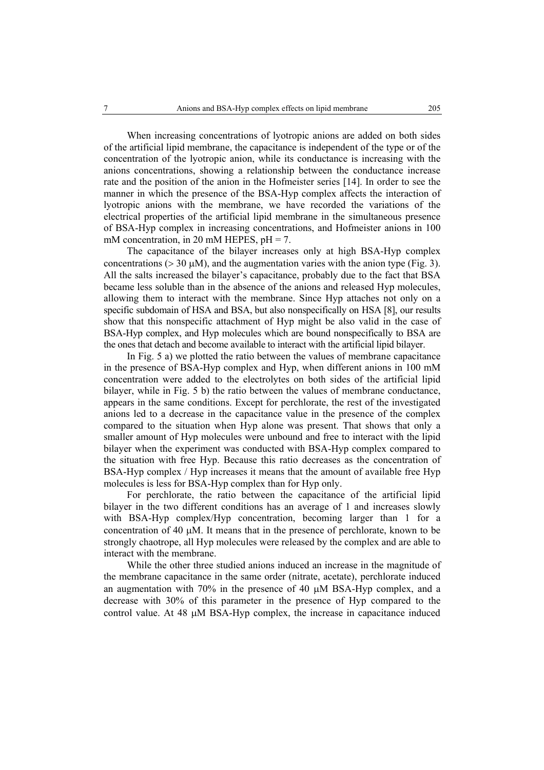When increasing concentrations of lyotropic anions are added on both sides of the artificial lipid membrane, the capacitance is independent of the type or of the concentration of the lyotropic anion, while its conductance is increasing with the anions concentrations, showing a relationship between the conductance increase rate and the position of the anion in the Hofmeister series [14]. In order to see the manner in which the presence of the BSA-Hyp complex affects the interaction of lyotropic anions with the membrane, we have recorded the variations of the electrical properties of the artificial lipid membrane in the simultaneous presence of BSA-Hyp complex in increasing concentrations, and Hofmeister anions in 100 mM concentration, in 20 mM HEPES, pH = 7.

The capacitance of the bilayer increases only at high BSA-Hyp complex concentrations (> 30 μM), and the augmentation varies with the anion type (Fig. 3). All the salts increased the bilayer's capacitance, probably due to the fact that BSA became less soluble than in the absence of the anions and released Hyp molecules, allowing them to interact with the membrane. Since Hyp attaches not only on a specific subdomain of HSA and BSA, but also nonspecifically on HSA [8], our results show that this nonspecific attachment of Hyp might be also valid in the case of BSA-Hyp complex, and Hyp molecules which are bound nonspecifically to BSA are the ones that detach and become available to interact with the artificial lipid bilayer.

In Fig. 5 a) we plotted the ratio between the values of membrane capacitance in the presence of BSA-Hyp complex and Hyp, when different anions in 100 mM concentration were added to the electrolytes on both sides of the artificial lipid bilayer, while in Fig. 5 b) the ratio between the values of membrane conductance, appears in the same conditions. Except for perchlorate, the rest of the investigated anions led to a decrease in the capacitance value in the presence of the complex compared to the situation when Hyp alone was present. That shows that only a smaller amount of Hyp molecules were unbound and free to interact with the lipid bilayer when the experiment was conducted with BSA-Hyp complex compared to the situation with free Hyp. Because this ratio decreases as the concentration of BSA-Hyp complex / Hyp increases it means that the amount of available free Hyp molecules is less for BSA-Hyp complex than for Hyp only.

For perchlorate, the ratio between the capacitance of the artificial lipid bilayer in the two different conditions has an average of 1 and increases slowly with BSA-Hyp complex/Hyp concentration, becoming larger than 1 for a concentration of 40 μM. It means that in the presence of perchlorate, known to be strongly chaotrope, all Hyp molecules were released by the complex and are able to interact with the membrane.

While the other three studied anions induced an increase in the magnitude of the membrane capacitance in the same order (nitrate, acetate), perchlorate induced an augmentation with 70% in the presence of 40 μM BSA-Hyp complex, and a decrease with 30% of this parameter in the presence of Hyp compared to the control value. At 48 μM BSA-Hyp complex, the increase in capacitance induced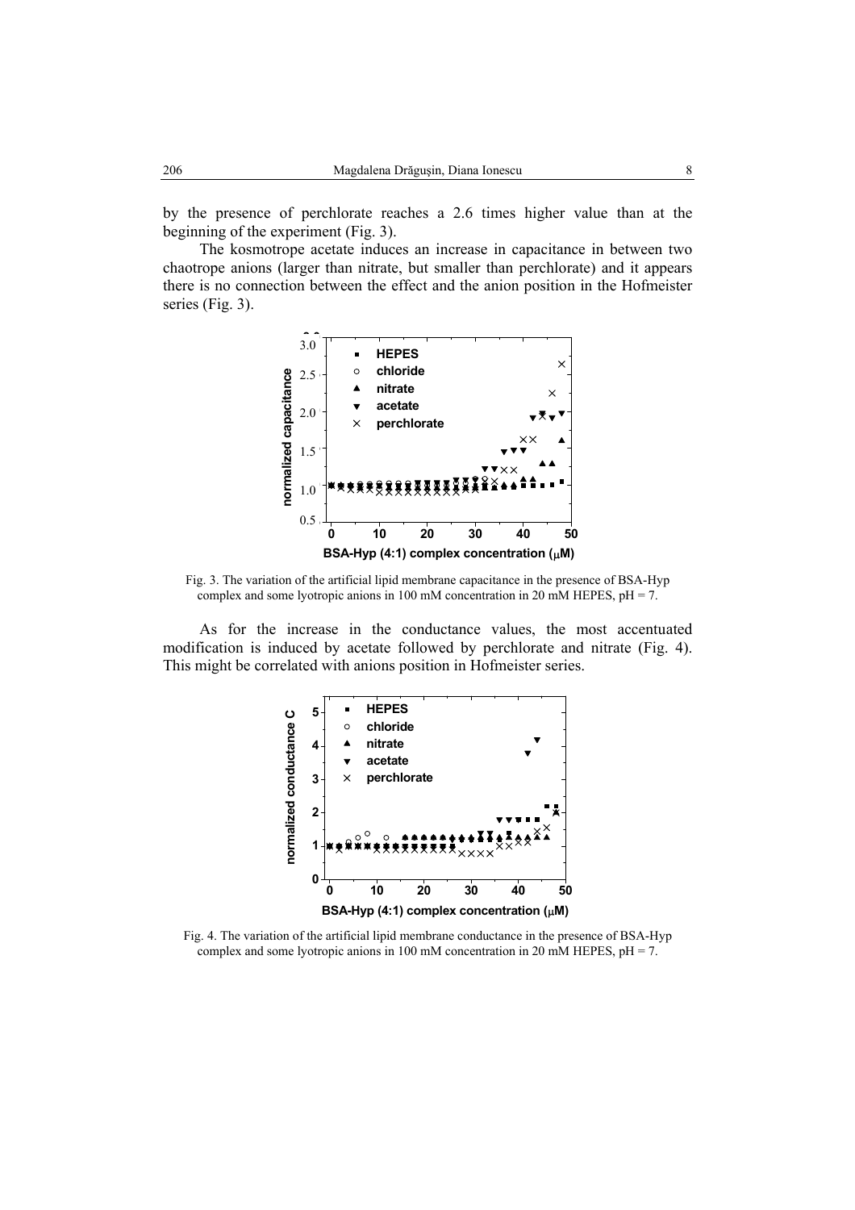by the presence of perchlorate reaches a 2.6 times higher value than at the beginning of the experiment (Fig. 3).

The kosmotrope acetate induces an increase in capacitance in between two chaotrope anions (larger than nitrate, but smaller than perchlorate) and it appears there is no connection between the effect and the anion position in the Hofmeister series (Fig. 3).

Fig. 3. The variation of the artificial lipid membrane capacitance in the presence of BSA-Hyp complex and some lyotropic anions in 100 mM concentration in 20 mM HEPES, pH = 7.

As for the increase in the conductance values, the most accentuated modification is induced by acetate followed by perchlorate and nitrate (Fig. 4). This might be correlated with anions position in Hofmeister series.

Fig. 4. The variation of the artificial lipid membrane conductance in the presence of BSA-Hyp complex and some lyotropic anions in 100 mM concentration in 20 mM HEPES, pH = 7.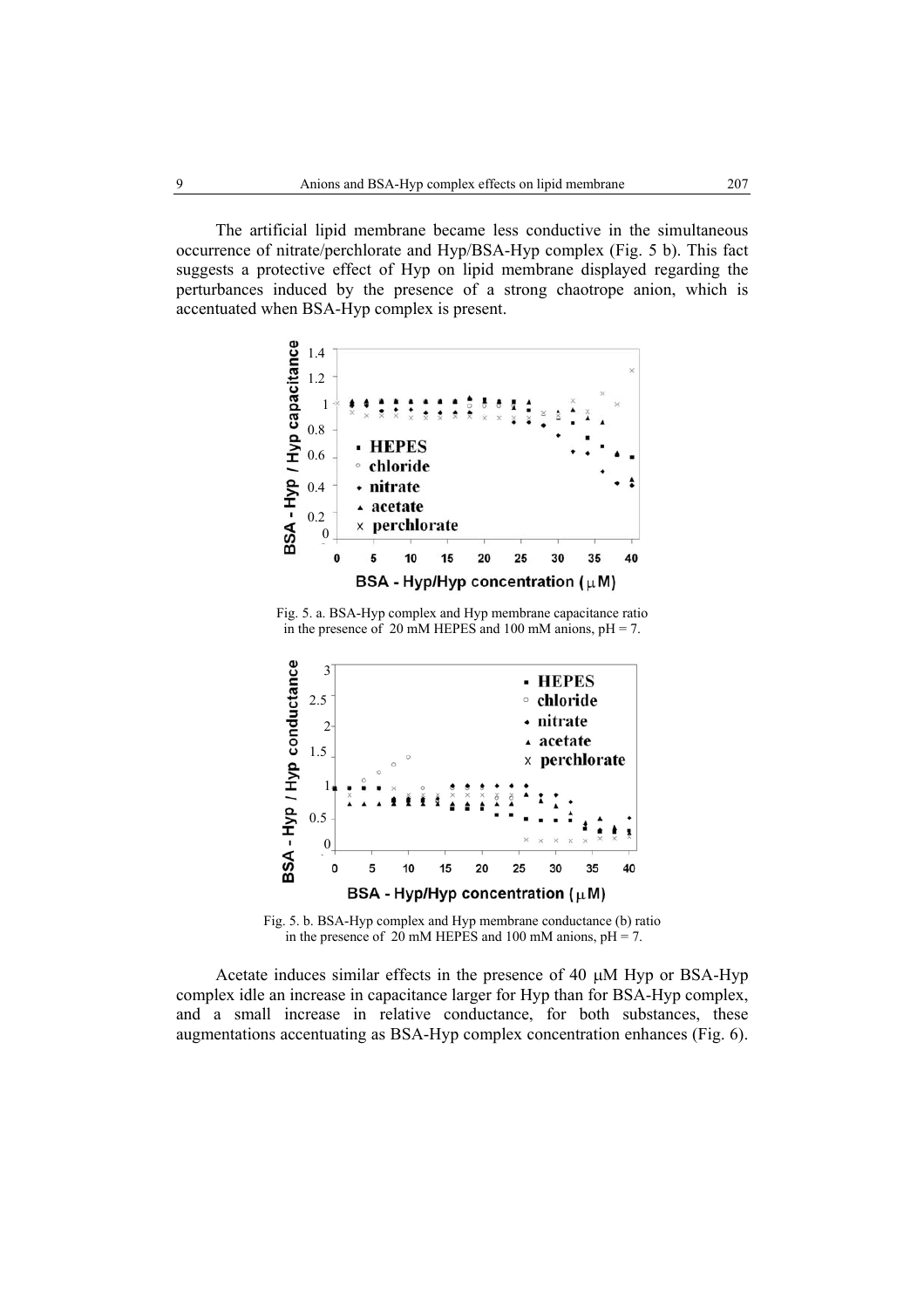The artificial lipid membrane became less conductive in the simultaneous occurrence of nitrate/perchlorate and Hyp/BSA-Hyp complex (Fig. 5 b). This fact suggests a protective effect of Hyp on lipid membrane displayed regarding the perturbances induced by the presence of a strong chaotrope anion, which is accentuated when BSA-Hyp complex is present.

Fig. 5. a. BSA-Hyp complex and Hyp membrane capacitance ratio in the presence of 20 mM HEPES and 100 mM anions, pH = 7.

Fig. 5. b. BSA-Hyp complex and Hyp membrane conductance (b) ratio in the presence of 20 mM HEPES and 100 mM anions, pH = 7.

Acetate induces similar effects in the presence of 40 μM Hyp or BSA-Hyp complex idle an increase in capacitance larger for Hyp than for BSA-Hyp complex, and a small increase in relative conductance, for both substances, these augmentations accentuating as BSA-Hyp complex concentration enhances (Fig. 6).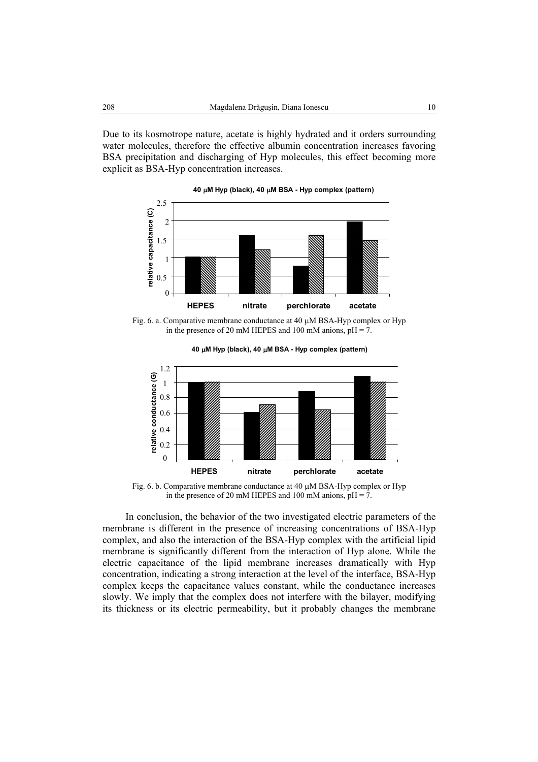Due to its kosmotrope nature, acetate is highly hydrated and it orders surrounding water molecules, therefore the effective albumin concentration increases favoring BSA precipitation and discharging of Hyp molecules, this effect becoming more explicit as BSA-Hyp concentration increases.

Fig. 6. a. Comparative membrane conductance at 40 μM BSA-Hyp complex or Hyp in the presence of 20 mM HEPES and 100 mM anions, pH = 7.

Fig. 6. b. Comparative membrane conductance at 40 μM BSA-Hyp complex or Hyp in the presence of 20 mM HEPES and 100 mM anions, pH = 7.

In conclusion, the behavior of the two investigated electric parameters of the membrane is different in the presence of increasing concentrations of BSA-Hyp complex, and also the interaction of the BSA-Hyp complex with the artificial lipid membrane is significantly different from the interaction of Hyp alone. While the electric capacitance of the lipid membrane increases dramatically with Hyp concentration, indicating a strong interaction at the level of the interface, BSA-Hyp complex keeps the capacitance values constant, while the conductance increases slowly. We imply that the complex does not interfere with the bilayer, modifying its thickness or its electric permeability, but it probably changes the membrane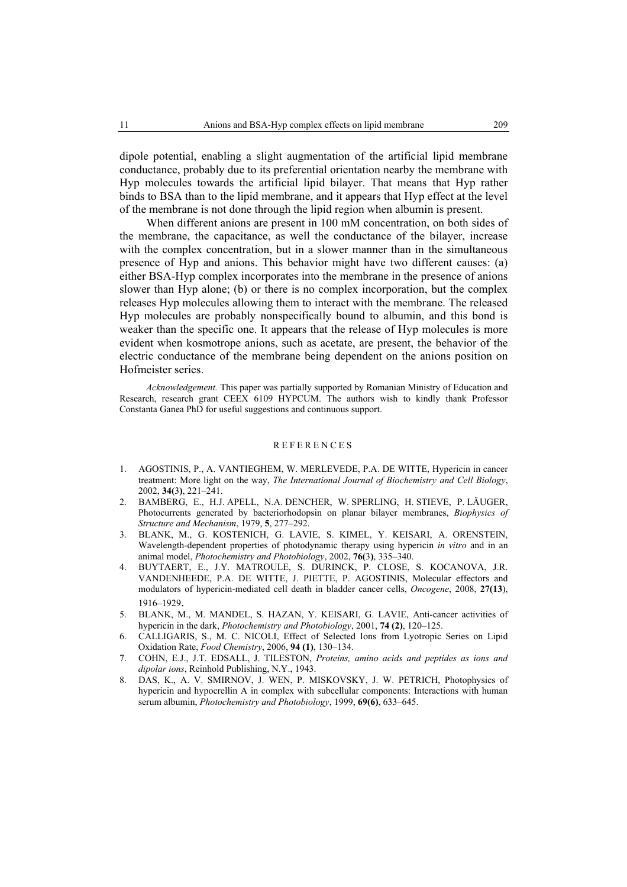dipole potential, enabling a slight augmentation of the artificial lipid membrane conductance, probably due to its preferential orientation nearby the membrane with Hyp molecules towards the artificial lipid bilayer. That means that Hyp rather binds to BSA than to the lipid membrane, and it appears that Hyp effect at the level of the membrane is not done through the lipid region when albumin is present.

When different anions are present in 100 mM concentration, on both sides of the membrane, the capacitance, as well the conductance of the bilayer, increase with the complex concentration, but in a slower manner than in the simultaneous presence of Hyp and anions. This behavior might have two different causes: (a) either BSA-Hyp complex incorporates into the membrane in the presence of anions slower than Hyp alone; (b) or there is no complex incorporation, but the complex releases Hyp molecules allowing them to interact with the membrane. The released Hyp molecules are probably nonspecifically bound to albumin, and this bond is weaker than the specific one. It appears that the release of Hyp molecules is more evident when kosmotrope anions, such as acetate, are present, the behavior of the electric conductance of the membrane being dependent on the anions position on Hofmeister series.

*Acknowledgement.* This paper was partially supported by Romanian Ministry of Education and Research, research grant CEEX 6109 HYPCUM. The authors wish to kindly thank Professor Constanta Ganea PhD for useful suggestions and continuous support.

## REFERENCES

1. AGOSTINIS, P., A. VANTIEGHEM, W. MERLEVEDE, P.A. DE WITTE, Hypericin in cancer treatment: More light on the way, *The International Journal of Biochemistry and Cell Biology*, 2002, **34(3)**, 221–241.
2. BAMBERG, E., H.J. APELL, N.A. DENCHER, W. SPERLING, H. STIEVE, P. LÄUGER, Photocurrents generated by bacteriorhodopsin on planar bilayer membranes, *Biophysics of Structure and Mechanism*, 1979, **5**, 277–292.
3. BLANK, M., G. KOSTENICH, G. LAVIE, S. KIMEL, Y. KEISARI, A. ORENSTEIN, Wavelength-dependent properties of photodynamic therapy using hypericin *in vitro* and in an animal model, *Photochemistry and Photobiology*, 2002, **76(3)**, 335–340.
4. BUYTAERT, E., J.Y. MATROULE, S. DURINCK, P. CLOSE, S. KOCANOVA, J.R. VANDENHEEDE, P.A. DE WITTE, J. PIETTE, P. AGOSTINIS, Molecular effectors and modulators of hypericin-mediated cell death in bladder cancer cells, *Oncogene*, 2008, **27(13)**, 1916–1929.
5. BLANK, M., M. MANDEL, S. HAZAN, Y. KEISARI, G. LAVIE, Anti-cancer activities of hypericin in the dark, *Photochemistry and Photobiology*, 2001, **74 (2)**, 120–125.
6. CALLIGARIS, S., M. C. NICOLI, Effect of Selected Ions from Lyotropic Series on Lipid Oxidation Rate, *Food Chemistry*, 2006, **94 (1)**, 130–134.
7. COHN, E.J., J.T. EDSALL, J. TILESTON, *Proteins, amino acids and peptides as ions and dipolar ions*, Reinhold Publishing, N.Y., 1943.
8. DAS, K., A. V. SMIRNOV, J. WEN, P. MISKOVSKY, J. W. PETRICH, Photophysics of hypericin and hypocrellin A in complex with subcellular components: Interactions with human serum albumin, *Photochemistry and Photobiology*, 1999, **69(6)**, 633–645.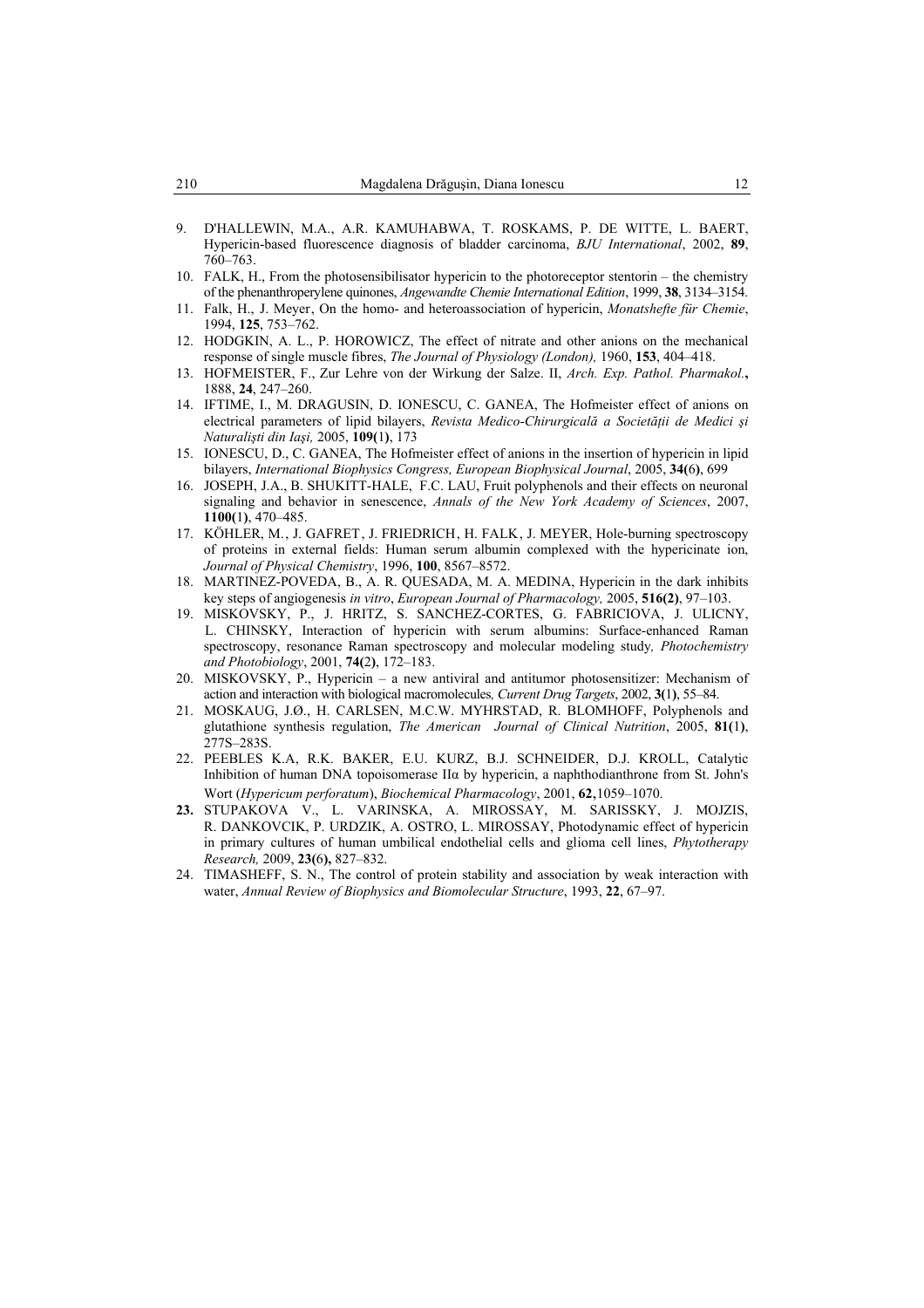9. D'HALLEWIN, M.A., A.R. KAMUHABWA, T. ROSKAMS, P. DE WITTE, L. BAERT, Hypericin-based fluorescence diagnosis of bladder carcinoma, *BJU International*, 2002, **89**, 760–763.
10. FALK, H., From the photosensibilisator hypericin to the photoreceptor stentorin – the chemistry of the phenanthroperylene quinones, *Angewandte Chemie International Edition*, 1999, **38**, 3134–3154.
11. Falk, H., J. Meyer, On the homo- and heteroassociation of hypericin, *Monatshefte für Chemie*, 1994, **125**, 753–762.
12. HODGKIN, A. L., P. HOROWICZ, The effect of nitrate and other anions on the mechanical response of single muscle fibres, *The Journal of Physiology (London),* 1960, **153**, 404–418.
13. HOFMEISTER, F., Zur Lehre von der Wirkung der Salze. II, *Arch. Exp. Pathol. Pharmakol.***,** 1888, **24**, 247–260.
14. IFTIME, I., M. DRAGUSIN, D. IONESCU, C. GANEA, The Hofmeister effect of anions on electrical parameters of lipid bilayers, *Revista Medico-Chirurgicală a Societății de Medici şi Naturalişti din Iaşi,* 2005, **109(1)**, 173
15. IONESCU, D., C. GANEA, The Hofmeister effect of anions in the insertion of hypericin in lipid bilayers, *International Biophysics Congress, European Biophysical Journal*, 2005, **34(6)**, 699
16. JOSEPH, J.A., B. SHUKITT-HALE, F.C. LAU, Fruit polyphenols and their effects on neuronal signaling and behavior in senescence, *Annals of the New York Academy of Sciences*, 2007, **1100(1)**, 470–485.
17. KÖHLER, M., J. GAFRET, J. FRIEDRICH, H. FALK, J. MEYER, Hole-burning spectroscopy of proteins in external fields: Human serum albumin complexed with the hypericinate ion, *Journal of Physical Chemistry*, 1996, **100**, 8567–8572.
18. MARTINEZ-POVEDA, B., A. R. QUESADA, M. A. MEDINA, Hypericin in the dark inhibits key steps of angiogenesis *in vitro*, *European Journal of Pharmacology,* 2005, **516(2)**, 97–103.
19. MISKOVSKY, P., J. HRITZ, S. SANCHEZ-CORTES, G. FABRICIOVA, J. ULICNY, L. CHINSKY, Interaction of hypericin with serum albumins: Surface-enhanced Raman spectroscopy, resonance Raman spectroscopy and molecular modeling study*, Photochemistry and Photobiology*, 2001, **74(2)**, 172–183.
20. MISKOVSKY, P., Hypericin – a new antiviral and antitumor photosensitizer: Mechanism of action and interaction with biological macromolecules*, Current Drug Targets*, 2002, **3(1)**, 55–84.
21. MOSKAUG, J.Ø., H. CARLSEN, M.C.W. MYHRSTAD, R. BLOMHOFF, Polyphenols and glutathione synthesis regulation, *The American Journal of Clinical Nutrition*, 2005, **81(1)**, 277S–283S.
22. PEEBLES K.A, R.K. BAKER, E.U. KURZ, B.J. SCHNEIDER, D.J. KROLL, Catalytic Inhibition of human DNA topoisomerase IIα by hypericin, a naphthodianthrone from St. John's Wort (*Hypericum perforatum*), *Biochemical Pharmacology*, 2001, **62,**1059–1070.
23. STUPAKOVA V., L. VARINSKA, A. MIROSSAY, M. SARISSKY, J. MOJZIS, R. DANKOVCIK, P. URDZIK, A. OSTRO, L. MIROSSAY, Photodynamic effect of hypericin in primary cultures of human umbilical endothelial cells and glioma cell lines, *Phytotherapy Research,* 2009, **23(6),** 827–832.
24. TIMASHEFF, S. N., The control of protein stability and association by weak interaction with water, *Annual Review of Biophysics and Biomolecular Structure*, 1993, **22**, 67–97.